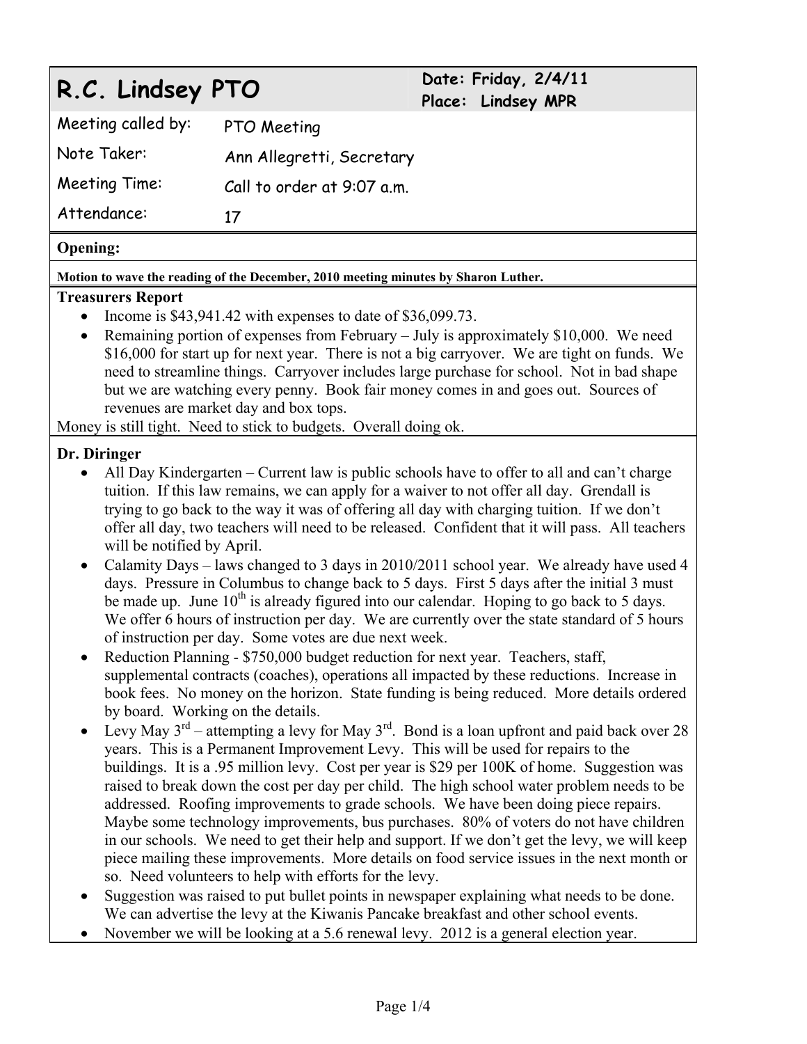# R.C. Lindsey PTO

**Date: Friday, 2/4/11**
**Place: Lindsey MPR**

| | |
|---|---|
| Meeting called by: | PTO Meeting |
| Note Taker: | Ann Allegretti, Secretary |
| Meeting Time: | Call to order at 9:07 a.m. |
| Attendance: | 17 |

**Opening:**

**Motion to wave the reading of the December, 2010 meeting minutes by Sharon Luther.**

**Treasurers Report**

- Income is $43,941.42 with expenses to date of $36,099.73.
- Remaining portion of expenses from February – July is approximately $10,000. We need $16,000 for start up for next year. There is not a big carryover. We are tight on funds. We need to streamline things. Carryover includes large purchase for school. Not in bad shape but we are watching every penny. Book fair money comes in and goes out. Sources of revenues are market day and box tops.

Money is still tight. Need to stick to budgets. Overall doing ok.

**Dr. Diringer**

- All Day Kindergarten – Current law is public schools have to offer to all and can't charge tuition. If this law remains, we can apply for a waiver to not offer all day. Grendall is trying to go back to the way it was of offering all day with charging tuition. If we don't offer all day, two teachers will need to be released. Confident that it will pass. All teachers will be notified by April.
- Calamity Days – laws changed to 3 days in 2010/2011 school year. We already have used 4 days. Pressure in Columbus to change back to 5 days. First 5 days after the initial 3 must be made up. June 10th is already figured into our calendar. Hoping to go back to 5 days. We offer 6 hours of instruction per day. We are currently over the state standard of 5 hours of instruction per day. Some votes are due next week.
- Reduction Planning - $750,000 budget reduction for next year. Teachers, staff, supplemental contracts (coaches), operations all impacted by these reductions. Increase in book fees. No money on the horizon. State funding is being reduced. More details ordered by board. Working on the details.
- Levy May 3rd – attempting a levy for May 3rd. Bond is a loan upfront and paid back over 28 years. This is a Permanent Improvement Levy. This will be used for repairs to the buildings. It is a .95 million levy. Cost per year is $29 per 100K of home. Suggestion was raised to break down the cost per day per child. The high school water problem needs to be addressed. Roofing improvements to grade schools. We have been doing piece repairs. Maybe some technology improvements, bus purchases. 80% of voters do not have children in our schools. We need to get their help and support. If we don't get the levy, we will keep piece mailing these improvements. More details on food service issues in the next month or so. Need volunteers to help with efforts for the levy.
- Suggestion was raised to put bullet points in newspaper explaining what needs to be done. We can advertise the levy at the Kiwanis Pancake breakfast and other school events.
- November we will be looking at a 5.6 renewal levy. 2012 is a general election year.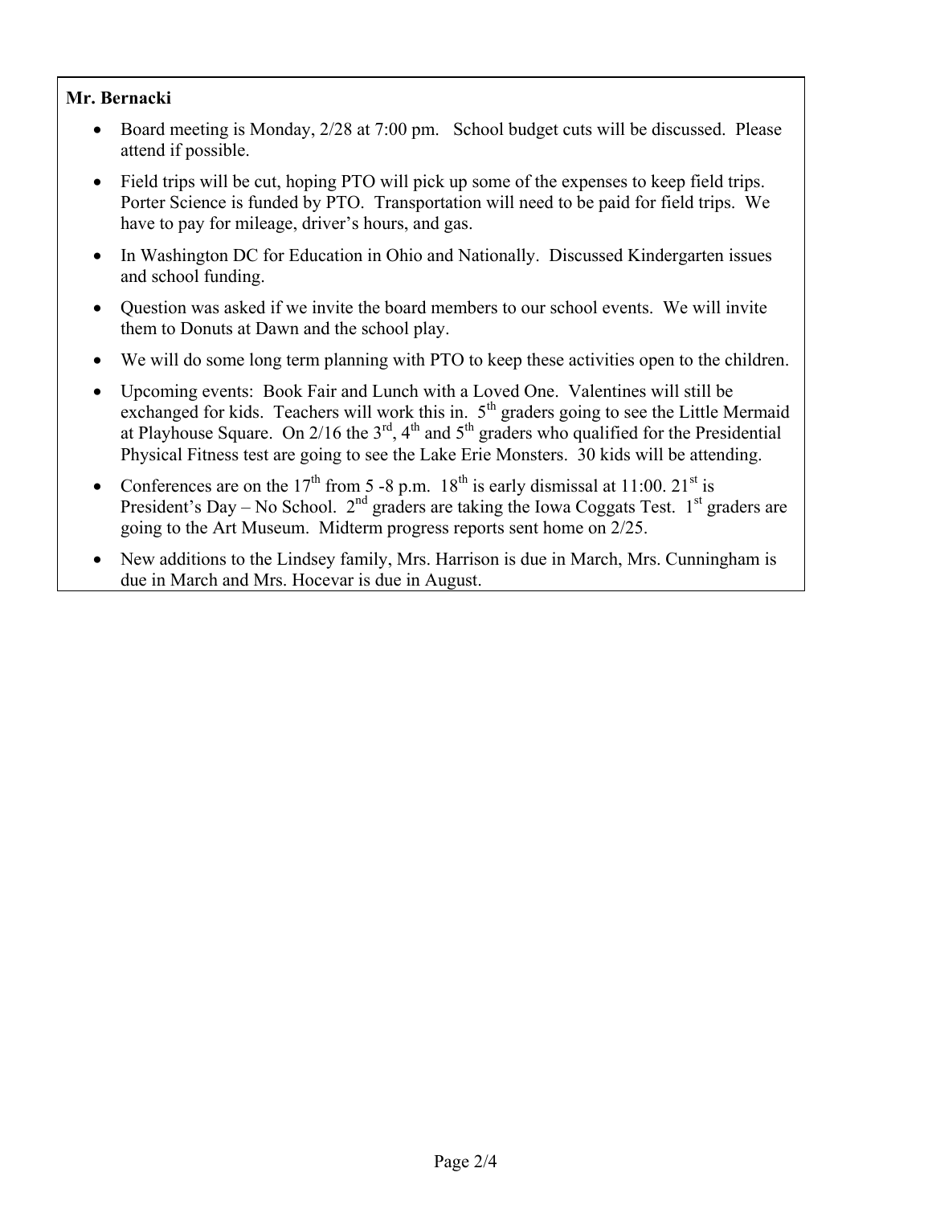**Mr. Bernacki**

- Board meeting is Monday, 2/28 at 7:00 pm. School budget cuts will be discussed. Please attend if possible.
- Field trips will be cut, hoping PTO will pick up some of the expenses to keep field trips. Porter Science is funded by PTO. Transportation will need to be paid for field trips. We have to pay for mileage, driver's hours, and gas.
- In Washington DC for Education in Ohio and Nationally. Discussed Kindergarten issues and school funding.
- Question was asked if we invite the board members to our school events. We will invite them to Donuts at Dawn and the school play.
- We will do some long term planning with PTO to keep these activities open to the children.
- Upcoming events: Book Fair and Lunch with a Loved One. Valentines will still be exchanged for kids. Teachers will work this in. 5th graders going to see the Little Mermaid at Playhouse Square. On 2/16 the 3rd, 4th and 5th graders who qualified for the Presidential Physical Fitness test are going to see the Lake Erie Monsters. 30 kids will be attending.
- Conferences are on the 17th from 5 -8 p.m. 18th is early dismissal at 11:00. 21st is President's Day – No School. 2nd graders are taking the Iowa Coggats Test. 1st graders are going to the Art Museum. Midterm progress reports sent home on 2/25.
- New additions to the Lindsey family, Mrs. Harrison is due in March, Mrs. Cunningham is due in March and Mrs. Hocevar is due in August.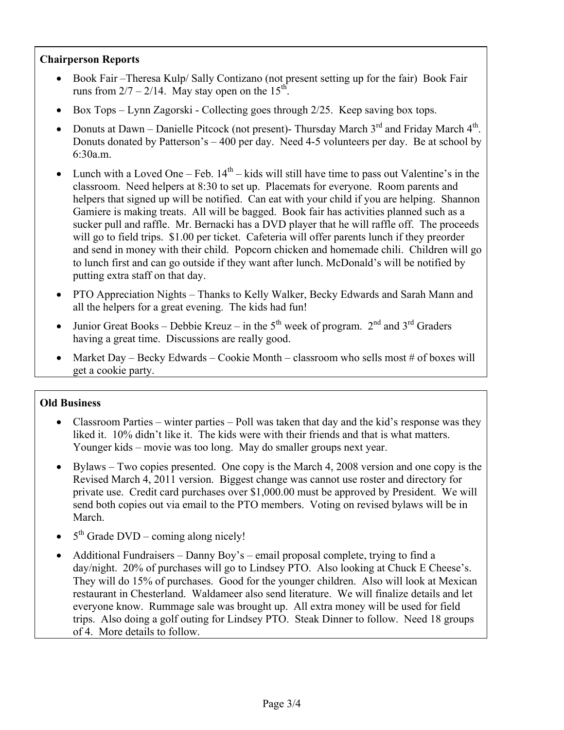**Chairperson Reports**

- Book Fair –Theresa Kulp/ Sally Contizano (not present setting up for the fair) Book Fair runs from 2/7 – 2/14. May stay open on the 15th.
- Box Tops – Lynn Zagorski - Collecting goes through 2/25. Keep saving box tops.
- Donuts at Dawn – Danielle Pitcock (not present)- Thursday March 3rd and Friday March 4th. Donuts donated by Patterson's – 400 per day. Need 4-5 volunteers per day. Be at school by 6:30a.m.
- Lunch with a Loved One – Feb. 14th – kids will still have time to pass out Valentine's in the classroom. Need helpers at 8:30 to set up. Placemats for everyone. Room parents and helpers that signed up will be notified. Can eat with your child if you are helping. Shannon Gamiere is making treats. All will be bagged. Book fair has activities planned such as a sucker pull and raffle. Mr. Bernacki has a DVD player that he will raffle off. The proceeds will go to field trips. $1.00 per ticket. Cafeteria will offer parents lunch if they preorder and send in money with their child. Popcorn chicken and homemade chili. Children will go to lunch first and can go outside if they want after lunch. McDonald's will be notified by putting extra staff on that day.
- PTO Appreciation Nights – Thanks to Kelly Walker, Becky Edwards and Sarah Mann and all the helpers for a great evening. The kids had fun!
- Junior Great Books – Debbie Kreuz – in the 5th week of program. 2nd and 3rd Graders having a great time. Discussions are really good.
- Market Day – Becky Edwards – Cookie Month – classroom who sells most # of boxes will get a cookie party.

**Old Business**

- Classroom Parties – winter parties – Poll was taken that day and the kid's response was they liked it. 10% didn't like it. The kids were with their friends and that is what matters. Younger kids – movie was too long. May do smaller groups next year.
- Bylaws – Two copies presented. One copy is the March 4, 2008 version and one copy is the Revised March 4, 2011 version. Biggest change was cannot use roster and directory for private use. Credit card purchases over $1,000.00 must be approved by President. We will send both copies out via email to the PTO members. Voting on revised bylaws will be in March.
- 5th Grade DVD – coming along nicely!
- Additional Fundraisers – Danny Boy's – email proposal complete, trying to find a day/night. 20% of purchases will go to Lindsey PTO. Also looking at Chuck E Cheese's. They will do 15% of purchases. Good for the younger children. Also will look at Mexican restaurant in Chesterland. Waldameer also send literature. We will finalize details and let everyone know. Rummage sale was brought up. All extra money will be used for field trips. Also doing a golf outing for Lindsey PTO. Steak Dinner to follow. Need 18 groups of 4. More details to follow.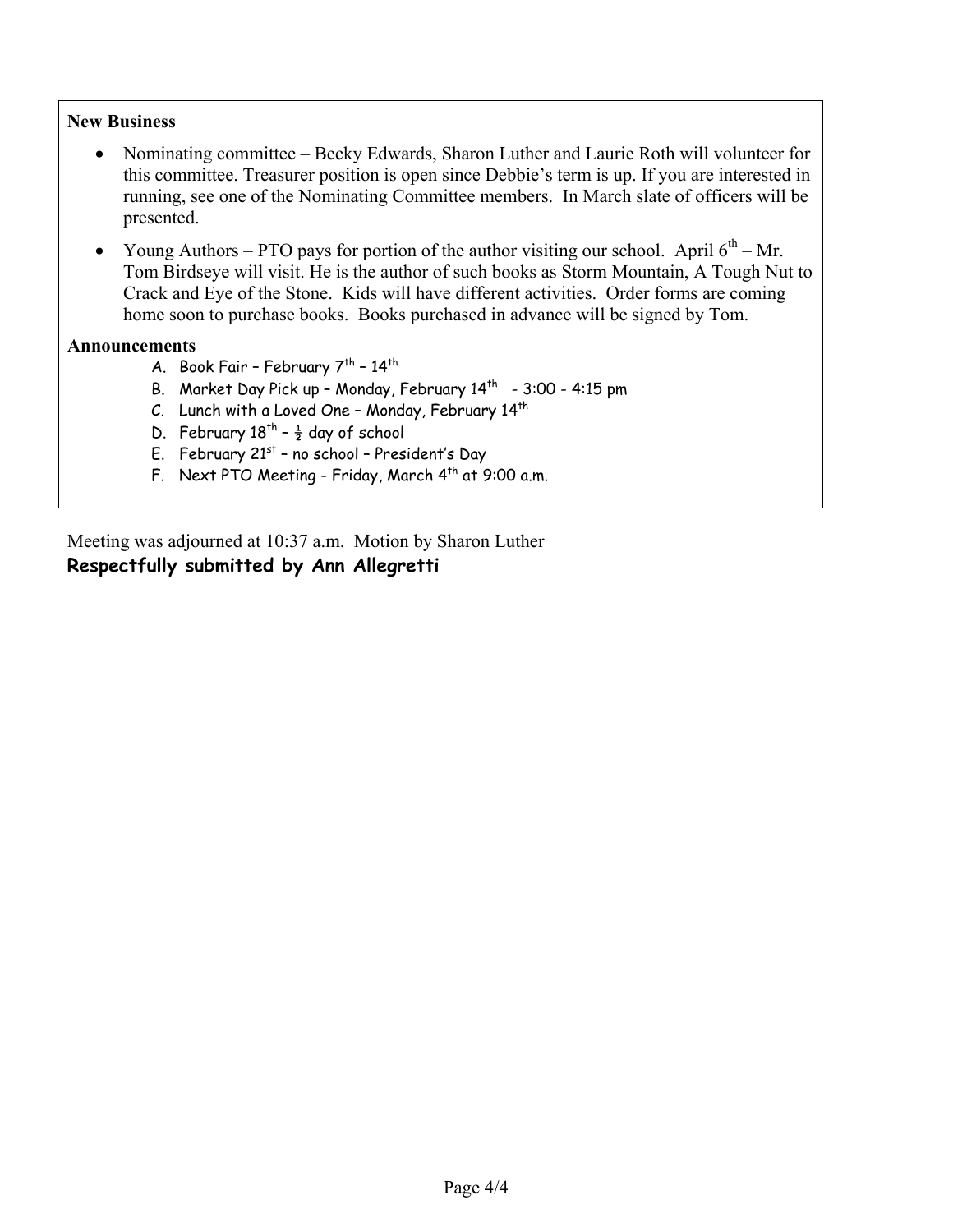**New Business**

- Nominating committee – Becky Edwards, Sharon Luther and Laurie Roth will volunteer for this committee. Treasurer position is open since Debbie's term is up. If you are interested in running, see one of the Nominating Committee members. In March slate of officers will be presented.
- Young Authors – PTO pays for portion of the author visiting our school. April 6th – Mr. Tom Birdseye will visit. He is the author of such books as Storm Mountain, A Tough Nut to Crack and Eye of the Stone. Kids will have different activities. Order forms are coming home soon to purchase books. Books purchased in advance will be signed by Tom.

**Announcements**

A. Book Fair – February 7th – 14th
B. Market Day Pick up – Monday, February 14th - 3:00 - 4:15 pm
C. Lunch with a Loved One – Monday, February 14th
D. February 18th – ½ day of school
E. February 21st – no school – President's Day
F. Next PTO Meeting - Friday, March 4th at 9:00 a.m.

Meeting was adjourned at 10:37 a.m. Motion by Sharon Luther

**Respectfully submitted by Ann Allegretti**